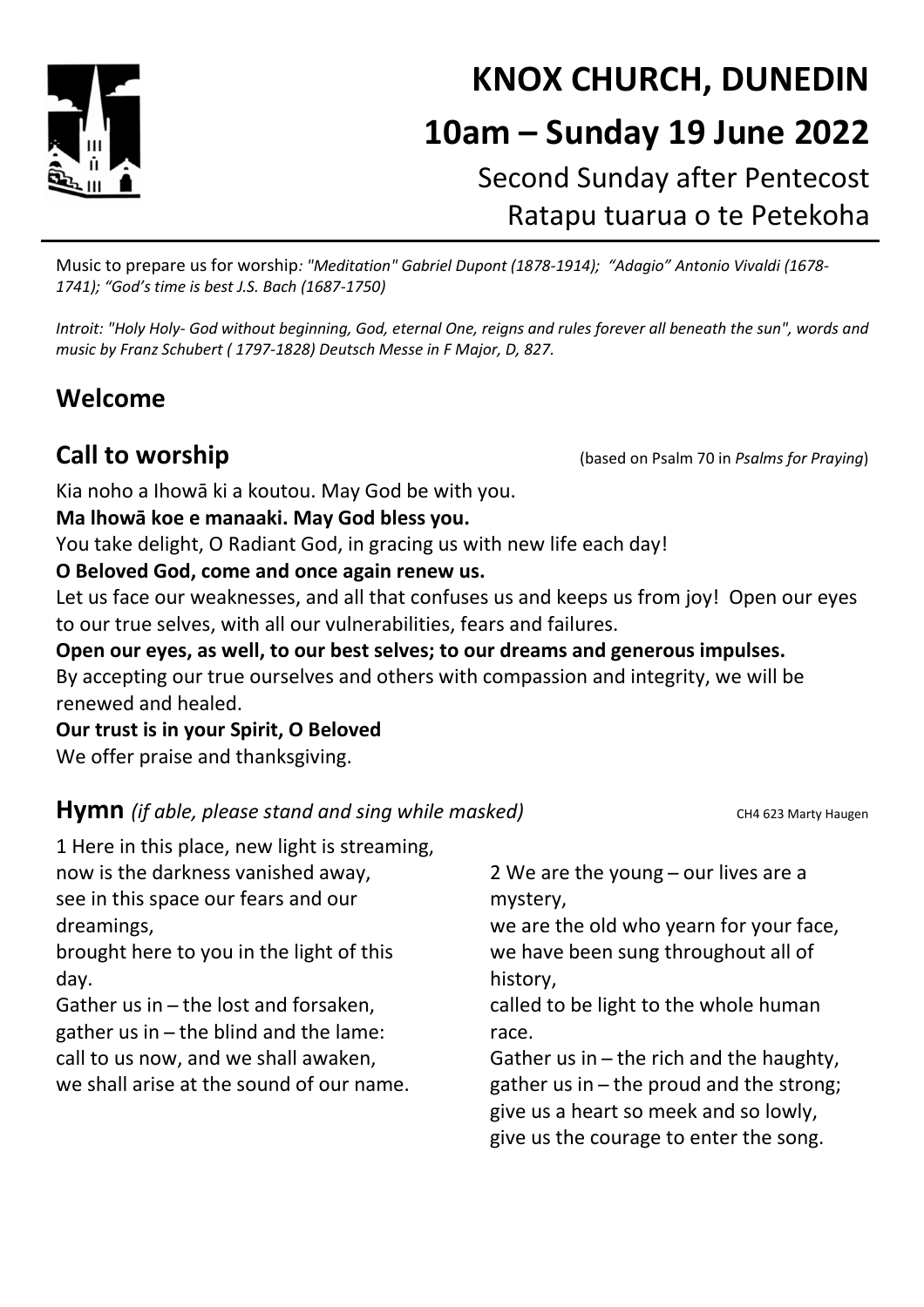# KNOX CHURCH, DUNEDIN

# 10am – Sunday 19 June 2022

Second Sunday after Pentecost
Ratapu tuarua o te Petekoha

Music to prepare us for worship*: "Meditation" Gabriel Dupont (1878-1914); "Adagio" Antonio Vivaldi (1678-1741); "God's time is best J.S. Bach (1687-1750)*

*Introit: "Holy Holy- God without beginning, God, eternal One, reigns and rules forever all beneath the sun", words and music by Franz Schubert ( 1797-1828) Deutsch Messe in F Major, D, 827.*

## Welcome

## Call to worship

(based on Psalm 70 in *Psalms for Praying*)

Kia noho a Ihowā ki a koutou. May God be with you.
**Ma lhowā koe e manaaki. May God bless you.**
You take delight, O Radiant God, in gracing us with new life each day!
**O Beloved God, come and once again renew us.**
Let us face our weaknesses, and all that confuses us and keeps us from joy! Open our eyes to our true selves, with all our vulnerabilities, fears and failures.
**Open our eyes, as well, to our best selves; to our dreams and generous impulses.**
By accepting our true ourselves and others with compassion and integrity, we will be renewed and healed.
**Our trust is in your Spirit, O Beloved**
We offer praise and thanksgiving.

## Hymn *(if able, please stand and sing while masked)*

CH4 623 Marty Haugen

1 Here in this place, new light is streaming,
now is the darkness vanished away,
see in this space our fears and our dreamings,
brought here to you in the light of this day.
Gather us in – the lost and forsaken,
gather us in – the blind and the lame:
call to us now, and we shall awaken,
we shall arise at the sound of our name.

2 We are the young – our lives are a mystery,
we are the old who yearn for your face,
we have been sung throughout all of history,
called to be light to the whole human race.
Gather us in – the rich and the haughty,
gather us in – the proud and the strong;
give us a heart so meek and so lowly,
give us the courage to enter the song.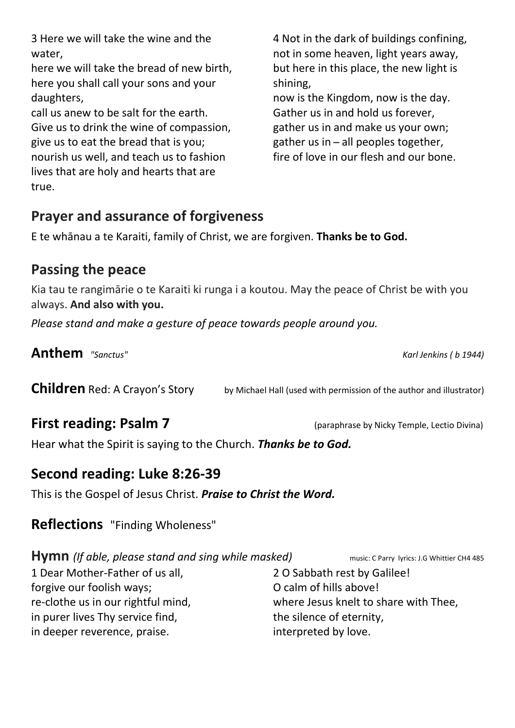3 Here we will take the wine and the water,
here we will take the bread of new birth,
here you shall call your sons and your daughters,
call us anew to be salt for the earth.
Give us to drink the wine of compassion,
give us to eat the bread that is you;
nourish us well, and teach us to fashion
lives that are holy and hearts that are true.

4 Not in the dark of buildings confining,
not in some heaven, light years away,
but here in this place, the new light is shining,
now is the Kingdom, now is the day.
Gather us in and hold us forever,
gather us in and make us your own;
gather us in – all peoples together,
fire of love in our flesh and our bone.

## Prayer and assurance of forgiveness

E te whānau a te Karaiti, family of Christ, we are forgiven. **Thanks be to God.**

## Passing the peace

Kia tau te rangimārie o te Karaiti ki runga i a koutou. May the peace of Christ be with you always. **And also with you.**

*Please stand and make a gesture of peace towards people around you.*

## Anthem *"Sanctus"* *Karl Jenkins ( b 1944)*

## Children Red: A Crayon's Story by Michael Hall (used with permission of the author and illustrator)

## First reading: Psalm 7 (paraphrase by Nicky Temple, Lectio Divina)

Hear what the Spirit is saying to the Church. ***Thanks be to God.***

## Second reading: Luke 8:26-39

This is the Gospel of Jesus Christ. ***Praise to Christ the Word.***

## Reflections "Finding Wholeness"

## Hymn *(If able, please stand and sing while masked)* music: C Parry lyrics: J.G Whittier CH4 485

1 Dear Mother-Father of us all,
forgive our foolish ways;
re-clothe us in our rightful mind,
in purer lives Thy service find,
in deeper reverence, praise.

2 O Sabbath rest by Galilee!
O calm of hills above!
where Jesus knelt to share with Thee,
the silence of eternity,
interpreted by love.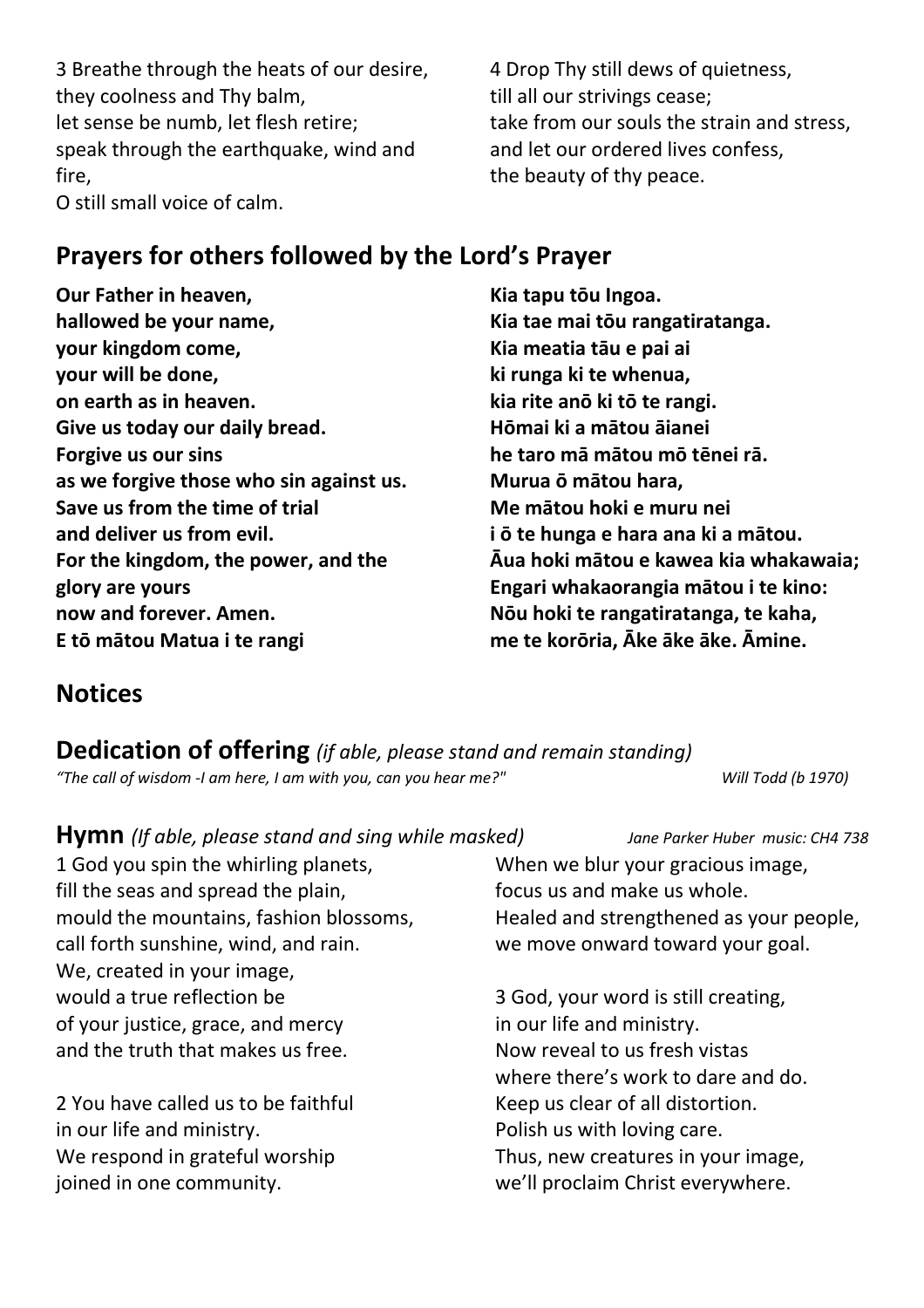3 Breathe through the heats of our desire,
they coolness and Thy balm,
let sense be numb, let flesh retire;
speak through the earthquake, wind and fire,
O still small voice of calm.

4 Drop Thy still dews of quietness,
till all our strivings cease;
take from our souls the strain and stress,
and let our ordered lives confess,
the beauty of thy peace.

## Prayers for others followed by the Lord's Prayer

**Our Father in heaven,**
**hallowed be your name,**
**your kingdom come,**
**your will be done,**
**on earth as in heaven.**
**Give us today our daily bread.**
**Forgive us our sins**
**as we forgive those who sin against us.**
**Save us from the time of trial**
**and deliver us from evil.**
**For the kingdom, the power, and the glory are yours**
**now and forever. Amen.**

**E tō mātou Matua i te rangi**
**Kia tapu tōu Ingoa.**
**Kia tae mai tōu rangatiratanga.**
**Kia meatia tāu e pai ai**
**ki runga ki te whenua,**
**kia rite anō ki tō te rangi.**
**Hōmai ki a mātou āianei**
**he taro mā mātou mō tēnei rā.**
**Murua ō mātou hara,**
**Me mātou hoki e muru nei**
**i ō te hunga e hara ana ki a mātou.**
**Āua hoki mātou e kawea kia whakawaia;**
**Engari whakaorangia mātou i te kino:**
**Nōu hoki te rangatiratanga, te kaha,**
**me te korōria, Āke āke āke. Āmine.**

## Notices

## Dedication of offering *(if able, please stand and remain standing)*

*"The call of wisdom -I am here, I am with you, can you hear me?"* *Will Todd (b 1970)*

## Hymn *(If able, please stand and sing while masked)*

*Jane Parker Huber music: CH4 738*

1 God you spin the whirling planets,
fill the seas and spread the plain,
mould the mountains, fashion blossoms,
call forth sunshine, wind, and rain.
We, created in your image,
would a true reflection be
of your justice, grace, and mercy
and the truth that makes us free.

2 You have called us to be faithful
in our life and ministry.
We respond in grateful worship
joined in one community.
When we blur your gracious image,
focus us and make us whole.
Healed and strengthened as your people,
we move onward toward your goal.

3 God, your word is still creating,
in our life and ministry.
Now reveal to us fresh vistas
where there's work to dare and do.
Keep us clear of all distortion.
Polish us with loving care.
Thus, new creatures in your image,
we'll proclaim Christ everywhere.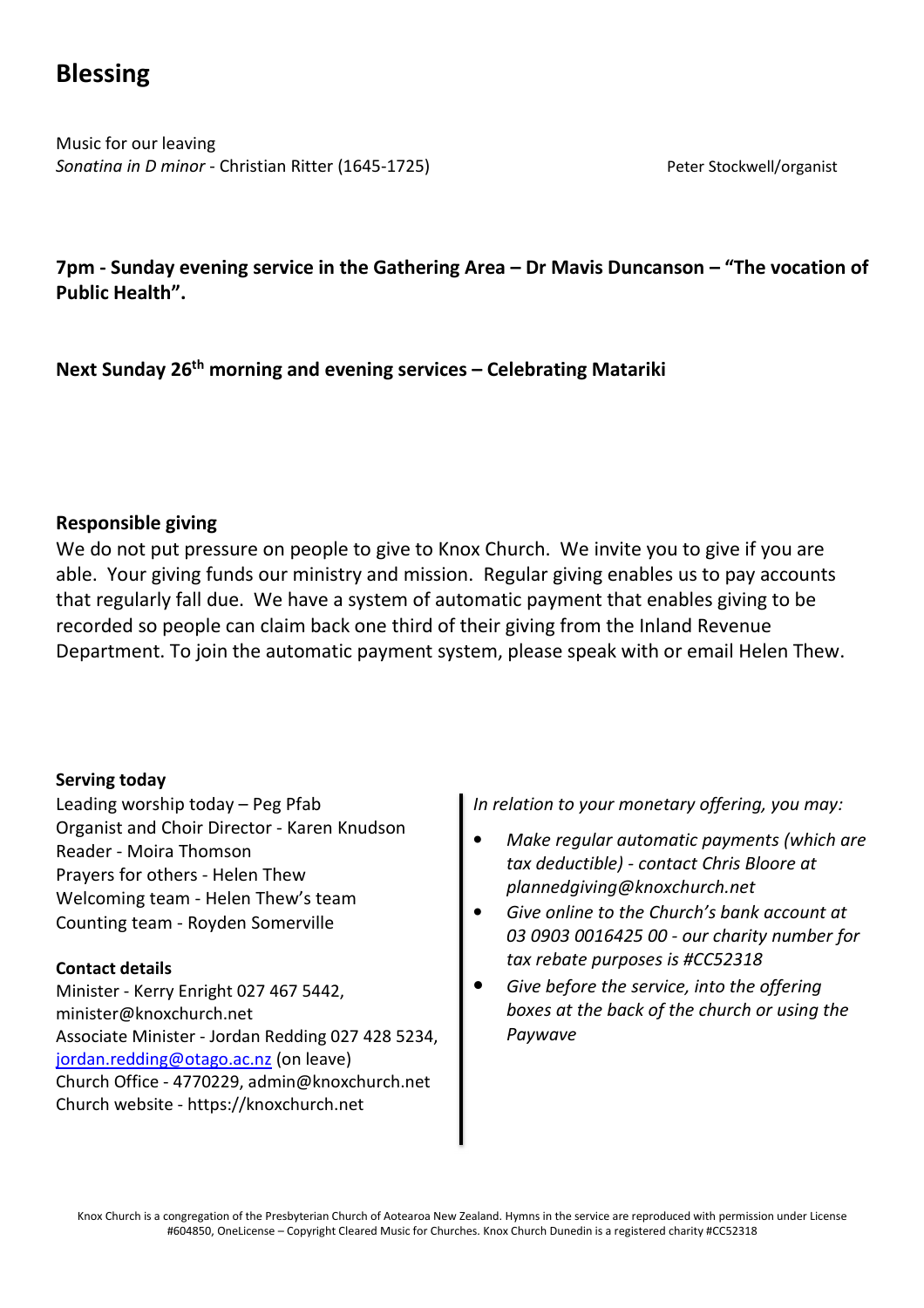## Blessing

Music for our leaving
*Sonatina in D minor* - Christian Ritter (1645-1725) Peter Stockwell/organist

**7pm - Sunday evening service in the Gathering Area – Dr Mavis Duncanson – "The vocation of Public Health".**

**Next Sunday 26th morning and evening services – Celebrating Matariki**

**Responsible giving**

We do not put pressure on people to give to Knox Church. We invite you to give if you are able. Your giving funds our ministry and mission. Regular giving enables us to pay accounts that regularly fall due. We have a system of automatic payment that enables giving to be recorded so people can claim back one third of their giving from the Inland Revenue Department. To join the automatic payment system, please speak with or email Helen Thew.

**Serving today**

Leading worship today – Peg Pfab
Organist and Choir Director - Karen Knudson
Reader - Moira Thomson
Prayers for others - Helen Thew
Welcoming team - Helen Thew's team
Counting team - Royden Somerville

**Contact details**

Minister - Kerry Enright 027 467 5442, minister@knoxchurch.net
Associate Minister - Jordan Redding 027 428 5234, jordan.redding@otago.ac.nz (on leave)
Church Office - 4770229, admin@knoxchurch.net
Church website - https://knoxchurch.net

*In relation to your monetary offering, you may:*

- *Make regular automatic payments (which are tax deductible) - contact Chris Bloore at plannedgiving@knoxchurch.net*
- *Give online to the Church's bank account at 03 0903 0016425 00 - our charity number for tax rebate purposes is #CC52318*
- *Give before the service, into the offering boxes at the back of the church or using the Paywave*

Knox Church is a congregation of the Presbyterian Church of Aotearoa New Zealand. Hymns in the service are reproduced with permission under License #604850, OneLicense – Copyright Cleared Music for Churches. Knox Church Dunedin is a registered charity #CC52318